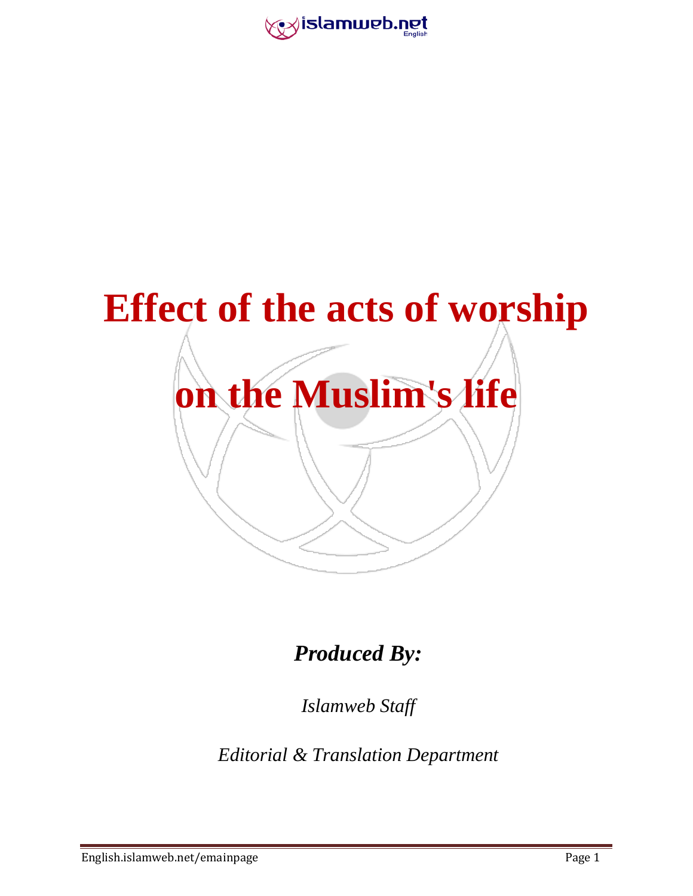# Effect of the acts of worship on the Muslim's life

***Produced By:***

*Islamweb Staff*

*Editorial & Translation Department*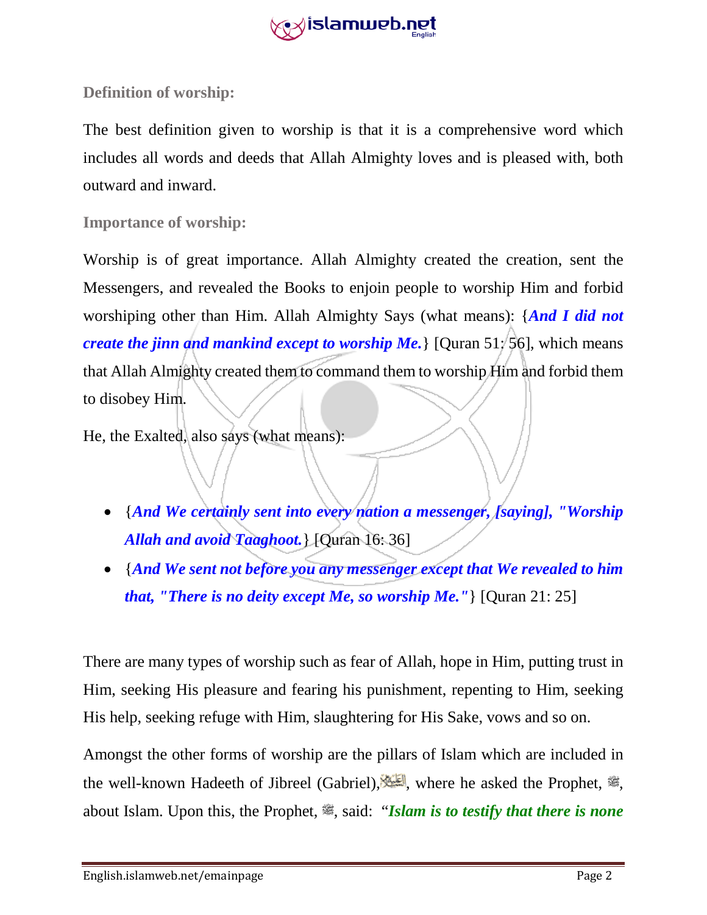### Definition of worship:

The best definition given to worship is that it is a comprehensive word which includes all words and deeds that Allah Almighty loves and is pleased with, both outward and inward.

### Importance of worship:

Worship is of great importance. Allah Almighty created the creation, sent the Messengers, and revealed the Books to enjoin people to worship Him and forbid worshiping other than Him. Allah Almighty Says (what means): {***And I did not create the jinn and mankind except to worship Me.***} [Quran 51: 56], which means that Allah Almighty created them to command them to worship Him and forbid them to disobey Him.

He, the Exalted, also says (what means):

- {***And We certainly sent into every nation a messenger, [saying], "Worship Allah and avoid Taaghoot.***} [Quran 16: 36]
- {***And We sent not before you any messenger except that We revealed to him that, "There is no deity except Me, so worship Me."***} [Quran 21: 25]

There are many types of worship such as fear of Allah, hope in Him, putting trust in Him, seeking His pleasure and fearing his punishment, repenting to Him, seeking His help, seeking refuge with Him, slaughtering for His Sake, vows and so on.

Amongst the other forms of worship are the pillars of Islam which are included in the well-known Hadeeth of Jibreel (Gabriel), عليه السلام, where he asked the Prophet, ﷺ, about Islam. Upon this, the Prophet, ﷺ, said: "***Islam is to testify that there is none***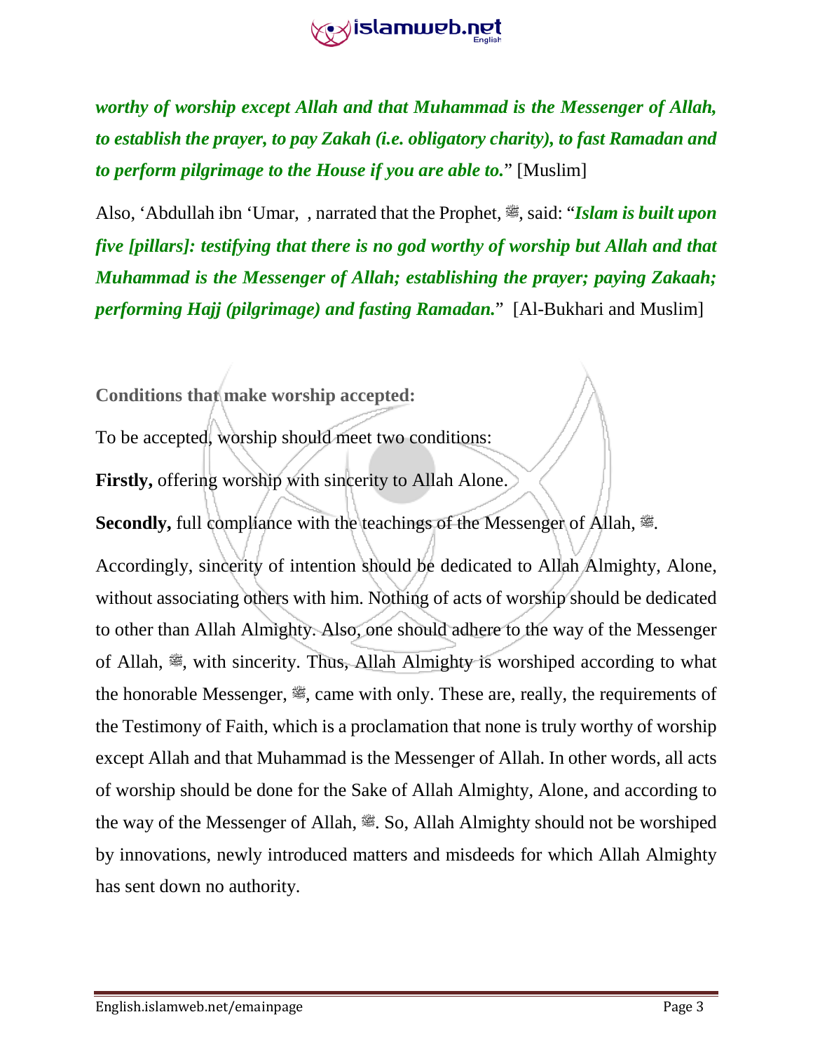***worthy of worship except Allah and that Muhammad is the Messenger of Allah, to establish the prayer, to pay Zakah (i.e. obligatory charity), to fast Ramadan and to perform pilgrimage to the House if you are able to.***" [Muslim]

Also, 'Abdullah ibn 'Umar, , narrated that the Prophet, ﷺ, said: "***Islam is built upon five [pillars]: testifying that there is no god worthy of worship but Allah and that Muhammad is the Messenger of Allah; establishing the prayer; paying Zakaah; performing Hajj (pilgrimage) and fasting Ramadan.***" [Al-Bukhari and Muslim]

**Conditions that make worship accepted:**

To be accepted, worship should meet two conditions:

**Firstly,** offering worship with sincerity to Allah Alone.

**Secondly,** full compliance with the teachings of the Messenger of Allah, ﷺ.

Accordingly, sincerity of intention should be dedicated to Allah Almighty, Alone, without associating others with him. Nothing of acts of worship should be dedicated to other than Allah Almighty. Also, one should adhere to the way of the Messenger of Allah, ﷺ, with sincerity. Thus, Allah Almighty is worshiped according to what the honorable Messenger, ﷺ, came with only. These are, really, the requirements of the Testimony of Faith, which is a proclamation that none is truly worthy of worship except Allah and that Muhammad is the Messenger of Allah. In other words, all acts of worship should be done for the Sake of Allah Almighty, Alone, and according to the way of the Messenger of Allah, ﷺ. So, Allah Almighty should not be worshiped by innovations, newly introduced matters and misdeeds for which Allah Almighty has sent down no authority.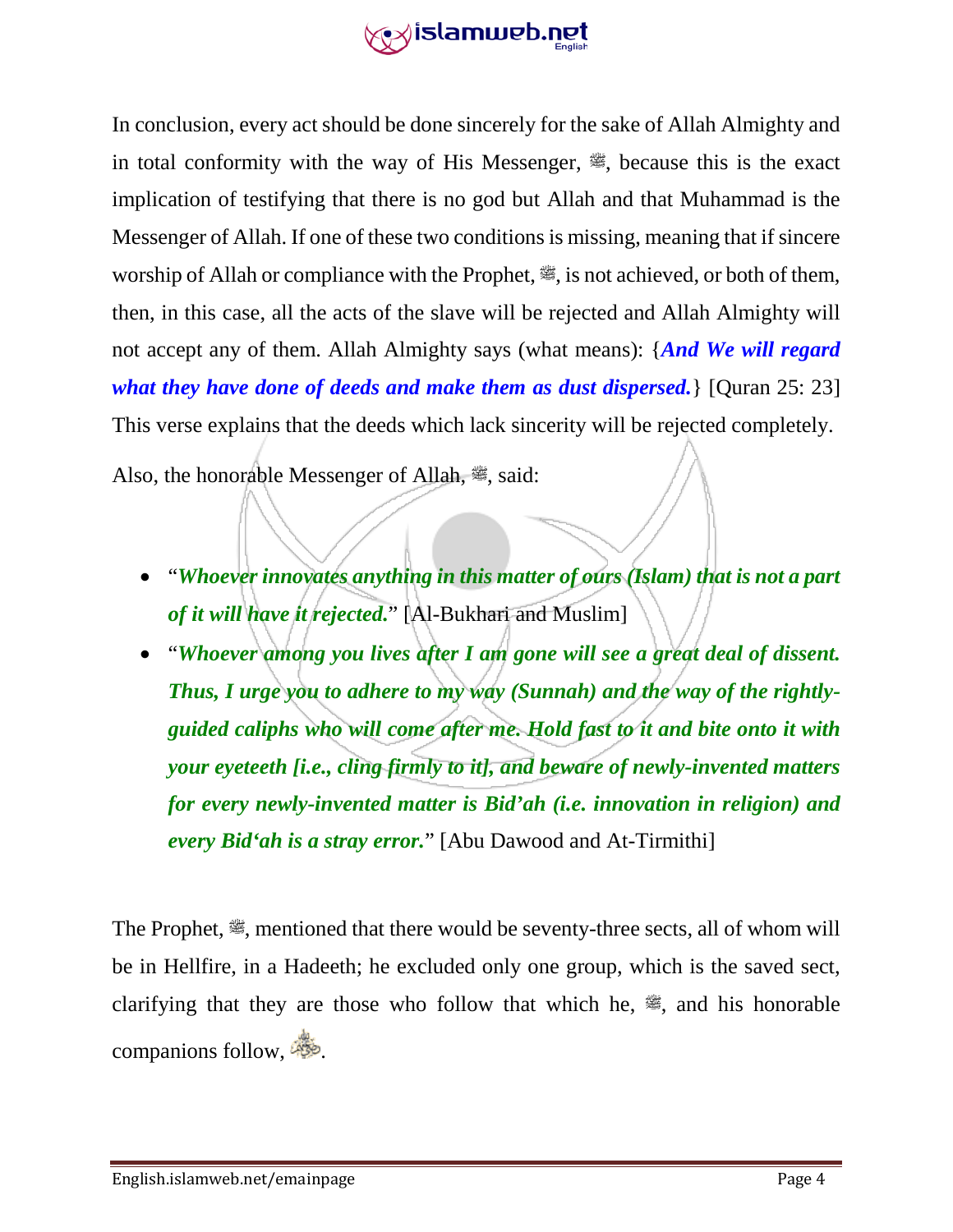In conclusion, every act should be done sincerely for the sake of Allah Almighty and in total conformity with the way of His Messenger, ﷺ, because this is the exact implication of testifying that there is no god but Allah and that Muhammad is the Messenger of Allah. If one of these two conditions is missing, meaning that if sincere worship of Allah or compliance with the Prophet, ﷺ, is not achieved, or both of them, then, in this case, all the acts of the slave will be rejected and Allah Almighty will not accept any of them. Allah Almighty says (what means): {***And We will regard what they have done of deeds and make them as dust dispersed.***} [Quran 25: 23] This verse explains that the deeds which lack sincerity will be rejected completely.

Also, the honorable Messenger of Allah, ﷺ, said:

- "***Whoever innovates anything in this matter of ours (Islam) that is not a part of it will have it rejected.***" [Al-Bukhari and Muslim]
- "***Whoever among you lives after I am gone will see a great deal of dissent. Thus, I urge you to adhere to my way (Sunnah) and the way of the rightly-guided caliphs who will come after me. Hold fast to it and bite onto it with your eyeteeth [i.e., cling firmly to it], and beware of newly-invented matters for every newly-invented matter is Bid'ah (i.e. innovation in religion) and every Bid'ah is a stray error.***" [Abu Dawood and At-Tirmithi]

The Prophet, ﷺ, mentioned that there would be seventy-three sects, all of whom will be in Hellfire, in a Hadeeth; he excluded only one group, which is the saved sect, clarifying that they are those who follow that which he, ﷺ, and his honorable companions follow, رضي الله عنهم.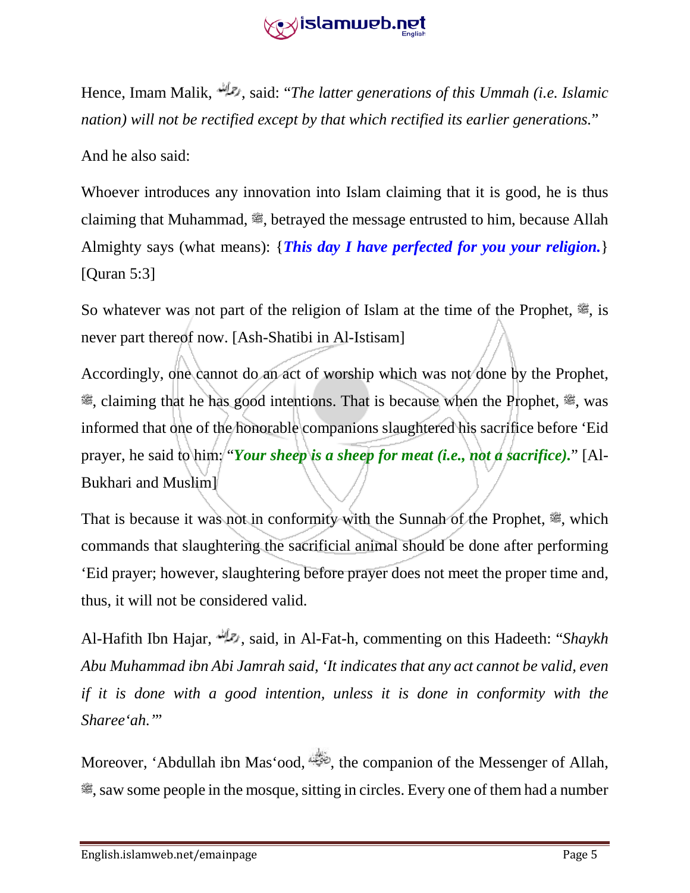Hence, Imam Malik, رحمه الله, said: "*The latter generations of this Ummah (i.e. Islamic nation) will not be rectified except by that which rectified its earlier generations.*"

And he also said:

Whoever introduces any innovation into Islam claiming that it is good, he is thus claiming that Muhammad, ﷺ, betrayed the message entrusted to him, because Allah Almighty says (what means): {***This day I have perfected for you your religion.***} [Quran 5:3]

So whatever was not part of the religion of Islam at the time of the Prophet, ﷺ, is never part thereof now. [Ash-Shatibi in Al-Istisam]

Accordingly, one cannot do an act of worship which was not done by the Prophet, ﷺ, claiming that he has good intentions. That is because when the Prophet, ﷺ, was informed that one of the honorable companions slaughtered his sacrifice before 'Eid prayer, he said to him: "***Your sheep is a sheep for meat (i.e., not a sacrifice).***" [Al-Bukhari and Muslim]

That is because it was not in conformity with the Sunnah of the Prophet, ﷺ, which commands that slaughtering the sacrificial animal should be done after performing 'Eid prayer; however, slaughtering before prayer does not meet the proper time and, thus, it will not be considered valid.

Al-Hafith Ibn Hajar, رحمه الله, said, in Al-Fat-h, commenting on this Hadeeth: "*Shaykh Abu Muhammad ibn Abi Jamrah said, 'It indicates that any act cannot be valid, even if it is done with a good intention, unless it is done in conformity with the Sharee'ah.'*"

Moreover, 'Abdullah ibn Mas'ood, رضي الله عنه, the companion of the Messenger of Allah, ﷺ, saw some people in the mosque, sitting in circles. Every one of them had a number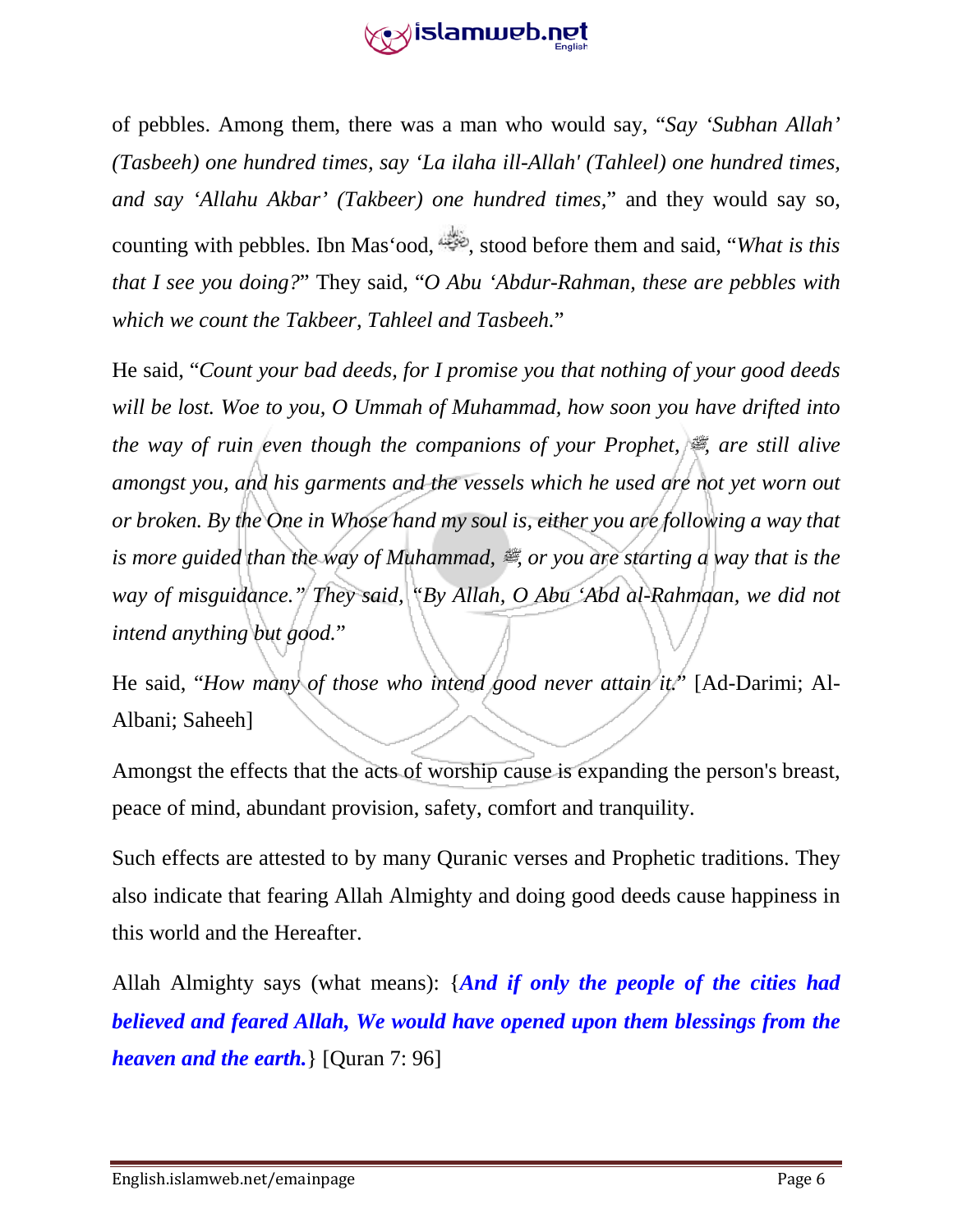of pebbles. Among them, there was a man who would say, "*Say 'Subhan Allah' (Tasbeeh) one hundred times, say 'La ilaha ill-Allah' (Tahleel) one hundred times, and say 'Allahu Akbar' (Takbeer) one hundred times,*" and they would say so, counting with pebbles. Ibn Mas'ood, ﷺ, stood before them and said, "*What is this that I see you doing?*" They said, "*O Abu 'Abdur-Rahman, these are pebbles with which we count the Takbeer, Tahleel and Tasbeeh.*"

He said, "*Count your bad deeds, for I promise you that nothing of your good deeds will be lost. Woe to you, O Ummah of Muhammad, how soon you have drifted into the way of ruin even though the companions of your Prophet, ﷺ, are still alive amongst you, and his garments and the vessels which he used are not yet worn out or broken. By the One in Whose hand my soul is, either you are following a way that is more guided than the way of Muhammad, ﷺ, or you are starting a way that is the way of misguidance." They said, "By Allah, O Abu 'Abd al-Rahmaan, we did not intend anything but good.*"

He said, "*How many of those who intend good never attain it.*" [Ad-Darimi; Al-Albani; Saheeh]

Amongst the effects that the acts of worship cause is expanding the person's breast, peace of mind, abundant provision, safety, comfort and tranquility.

Such effects are attested to by many Quranic verses and Prophetic traditions. They also indicate that fearing Allah Almighty and doing good deeds cause happiness in this world and the Hereafter.

Allah Almighty says (what means): {***And if only the people of the cities had believed and feared Allah, We would have opened upon them blessings from the heaven and the earth.***} [Quran 7: 96]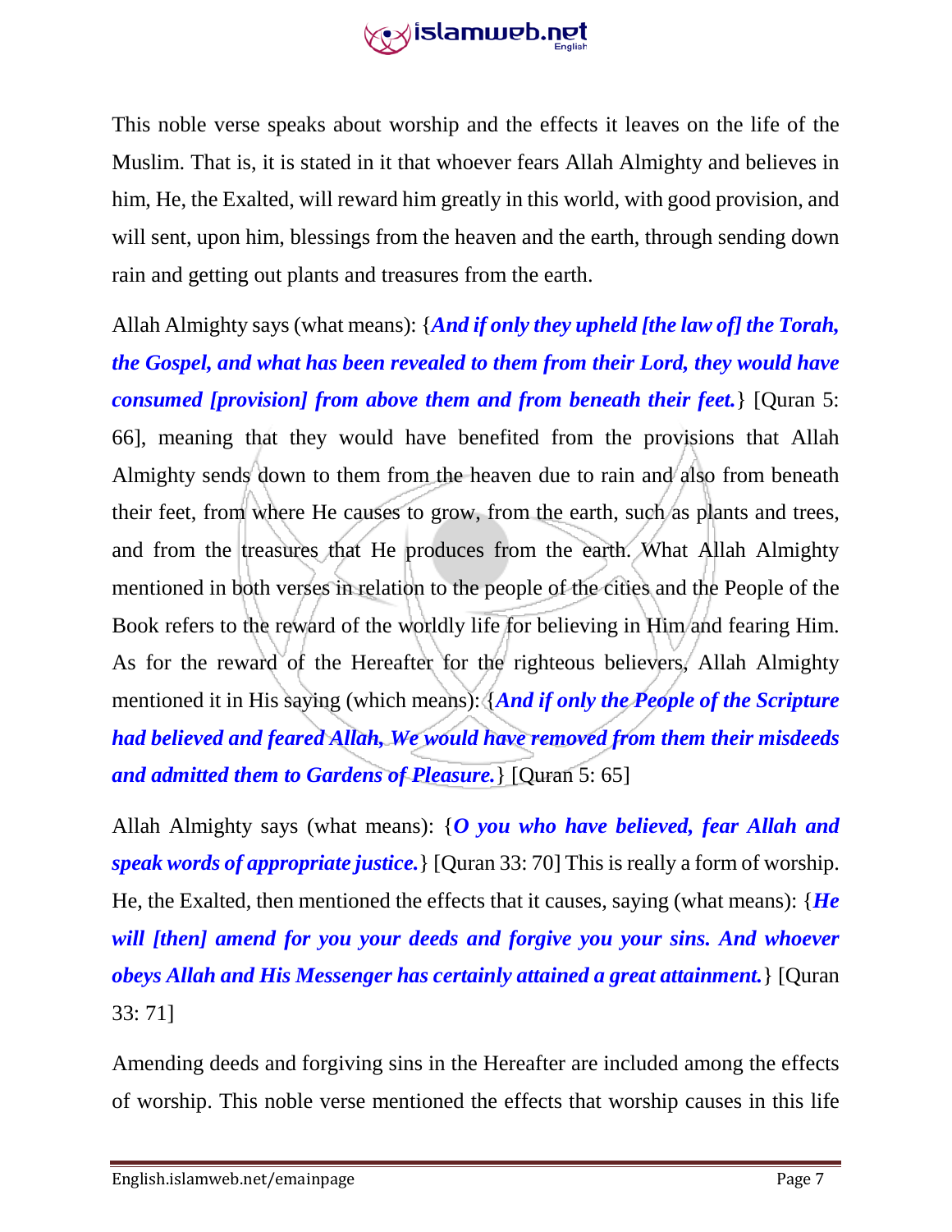This noble verse speaks about worship and the effects it leaves on the life of the Muslim. That is, it is stated in it that whoever fears Allah Almighty and believes in him, He, the Exalted, will reward him greatly in this world, with good provision, and will sent, upon him, blessings from the heaven and the earth, through sending down rain and getting out plants and treasures from the earth.

Allah Almighty says (what means): {***And if only they upheld [the law of] the Torah, the Gospel, and what has been revealed to them from their Lord, they would have consumed [provision] from above them and from beneath their feet.***} [Quran 5: 66], meaning that they would have benefited from the provisions that Allah Almighty sends down to them from the heaven due to rain and also from beneath their feet, from where He causes to grow, from the earth, such as plants and trees, and from the treasures that He produces from the earth. What Allah Almighty mentioned in both verses in relation to the people of the cities and the People of the Book refers to the reward of the worldly life for believing in Him and fearing Him. As for the reward of the Hereafter for the righteous believers, Allah Almighty mentioned it in His saying (which means): {***And if only the People of the Scripture had believed and feared Allah, We would have removed from them their misdeeds and admitted them to Gardens of Pleasure.***} [Quran 5: 65]

Allah Almighty says (what means): {***O you who have believed, fear Allah and speak words of appropriate justice.***} [Quran 33: 70] This is really a form of worship. He, the Exalted, then mentioned the effects that it causes, saying (what means): {***He will [then] amend for you your deeds and forgive you your sins. And whoever obeys Allah and His Messenger has certainly attained a great attainment.***} [Quran 33: 71]

Amending deeds and forgiving sins in the Hereafter are included among the effects of worship. This noble verse mentioned the effects that worship causes in this life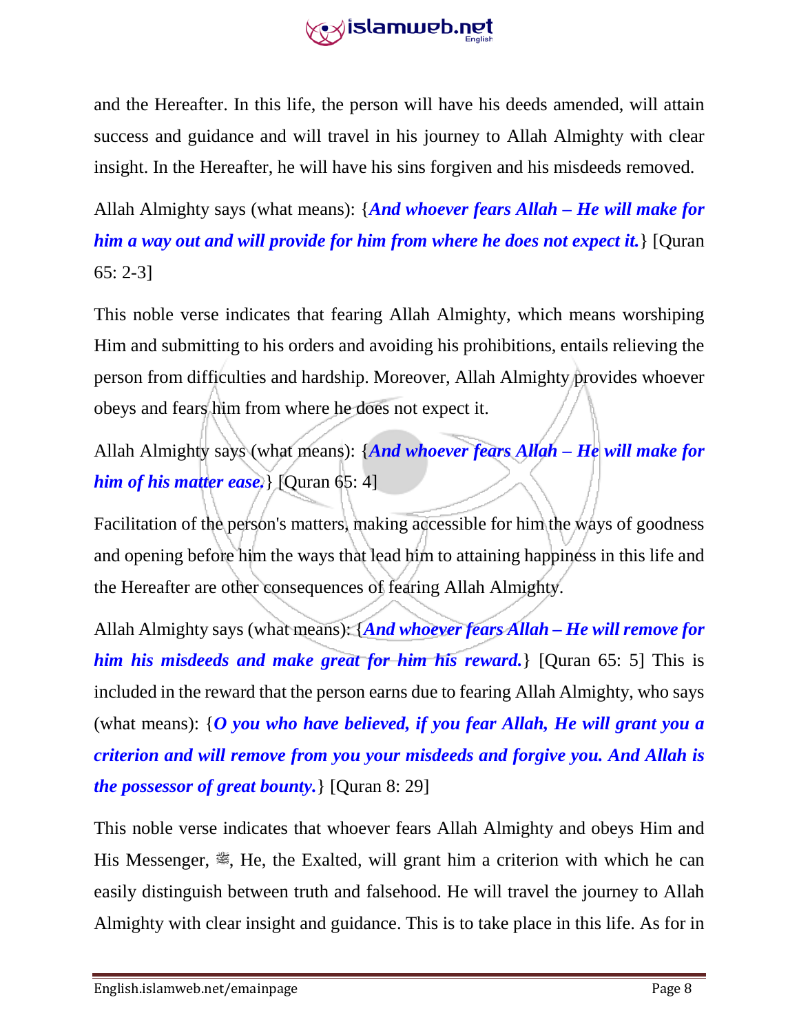and the Hereafter. In this life, the person will have his deeds amended, will attain success and guidance and will travel in his journey to Allah Almighty with clear insight. In the Hereafter, he will have his sins forgiven and his misdeeds removed.

Allah Almighty says (what means): {***And whoever fears Allah – He will make for him a way out and will provide for him from where he does not expect it.***} [Quran 65: 2-3]

This noble verse indicates that fearing Allah Almighty, which means worshiping Him and submitting to his orders and avoiding his prohibitions, entails relieving the person from difficulties and hardship. Moreover, Allah Almighty provides whoever obeys and fears him from where he does not expect it.

Allah Almighty says (what means): {***And whoever fears Allah – He will make for him of his matter ease.***} [Quran 65: 4]

Facilitation of the person's matters, making accessible for him the ways of goodness and opening before him the ways that lead him to attaining happiness in this life and the Hereafter are other consequences of fearing Allah Almighty.

Allah Almighty says (what means): {***And whoever fears Allah – He will remove for him his misdeeds and make great for him his reward.***} [Quran 65: 5] This is included in the reward that the person earns due to fearing Allah Almighty, who says (what means): {***O you who have believed, if you fear Allah, He will grant you a criterion and will remove from you your misdeeds and forgive you. And Allah is the possessor of great bounty.***} [Quran 8: 29]

This noble verse indicates that whoever fears Allah Almighty and obeys Him and His Messenger, ﷺ, He, the Exalted, will grant him a criterion with which he can easily distinguish between truth and falsehood. He will travel the journey to Allah Almighty with clear insight and guidance. This is to take place in this life. As for in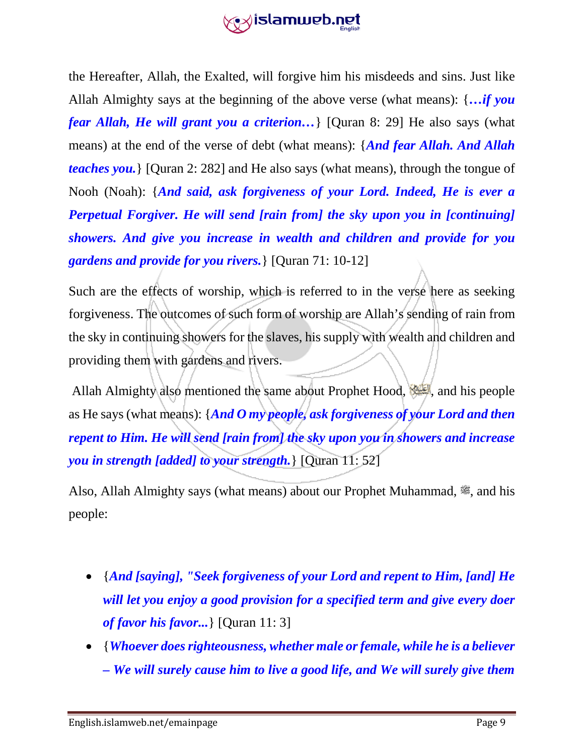the Hereafter, Allah, the Exalted, will forgive him his misdeeds and sins. Just like Allah Almighty says at the beginning of the above verse (what means): {***…if you fear Allah, He will grant you a criterion…***} [Quran 8: 29] He also says (what means) at the end of the verse of debt (what means): {***And fear Allah. And Allah teaches you.***} [Quran 2: 282] and He also says (what means), through the tongue of Nooh (Noah): {***And said, ask forgiveness of your Lord. Indeed, He is ever a Perpetual Forgiver. He will send [rain from] the sky upon you in [continuing] showers. And give you increase in wealth and children and provide for you gardens and provide for you rivers.***} [Quran 71: 10-12]

Such are the effects of worship, which is referred to in the verse here as seeking forgiveness. The outcomes of such form of worship are Allah's sending of rain from the sky in continuing showers for the slaves, his supply with wealth and children and providing them with gardens and rivers.

Allah Almighty also mentioned the same about Prophet Hood, ﷺ, and his people as He says (what means): {***And O my people, ask forgiveness of your Lord and then repent to Him. He will send [rain from] the sky upon you in showers and increase you in strength [added] to your strength.***} [Quran 11: 52]

Also, Allah Almighty says (what means) about our Prophet Muhammad, ﷺ, and his people:

- {***And [saying], "Seek forgiveness of your Lord and repent to Him, [and] He will let you enjoy a good provision for a specified term and give every doer of favor his favor...***} [Quran 11: 3]
- {***Whoever does righteousness, whether male or female, while he is a believer – We will surely cause him to live a good life, and We will surely give them***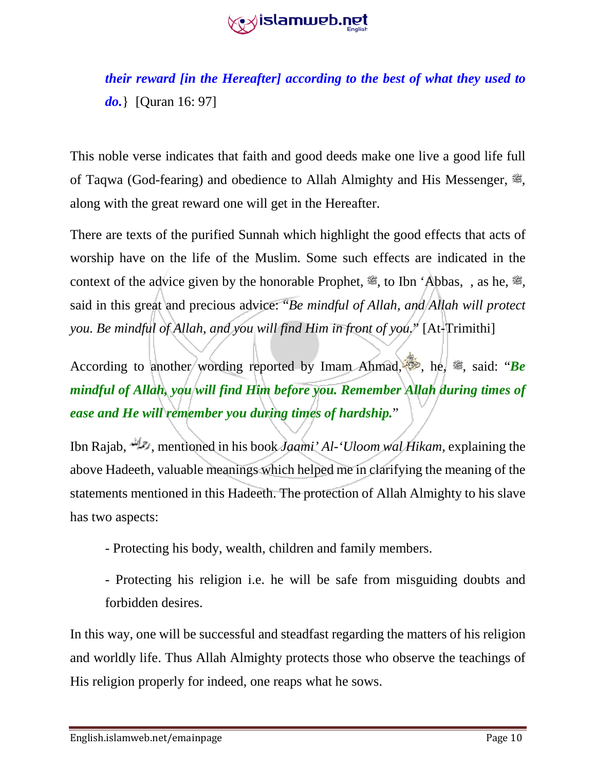***their reward [in the Hereafter] according to the best of what they used to do.***} [Quran 16: 97]

This noble verse indicates that faith and good deeds make one live a good life full of Taqwa (God-fearing) and obedience to Allah Almighty and His Messenger, ﷺ, along with the great reward one will get in the Hereafter.

There are texts of the purified Sunnah which highlight the good effects that acts of worship have on the life of the Muslim. Some such effects are indicated in the context of the advice given by the honorable Prophet, ﷺ, to Ibn 'Abbas, , as he, ﷺ, said in this great and precious advice: "*Be mindful of Allah, and Allah will protect you. Be mindful of Allah, and you will find Him in front of you.*" [At-Trimithi]

According to another wording reported by Imam Ahmad, , he, ﷺ, said: "***Be mindful of Allah, you will find Him before you. Remember Allah during times of ease and He will remember you during times of hardship.***"

Ibn Rajab, , mentioned in his book *Jaami' Al-'Uloom wal Hikam*, explaining the above Hadeeth, valuable meanings which helped me in clarifying the meaning of the statements mentioned in this Hadeeth. The protection of Allah Almighty to his slave has two aspects:

- Protecting his body, wealth, children and family members.
- Protecting his religion i.e. he will be safe from misguiding doubts and forbidden desires.

In this way, one will be successful and steadfast regarding the matters of his religion and worldly life. Thus Allah Almighty protects those who observe the teachings of His religion properly for indeed, one reaps what he sows.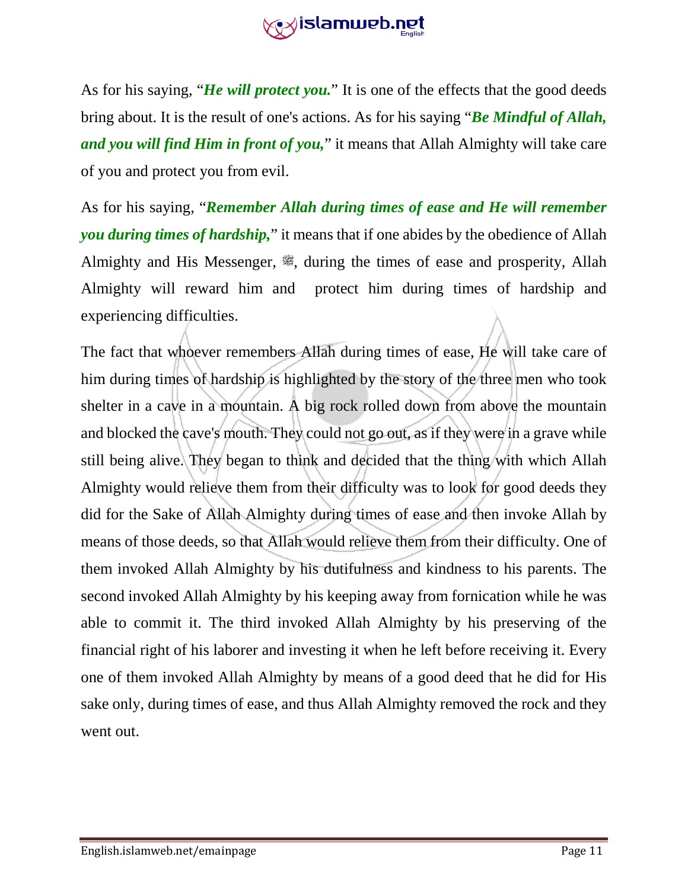As for his saying, "***He will protect you.***" It is one of the effects that the good deeds bring about. It is the result of one's actions. As for his saying "***Be Mindful of Allah, and you will find Him in front of you,***" it means that Allah Almighty will take care of you and protect you from evil.

As for his saying, "***Remember Allah during times of ease and He will remember you during times of hardship,***" it means that if one abides by the obedience of Allah Almighty and His Messenger, ﷺ, during the times of ease and prosperity, Allah Almighty will reward him and protect him during times of hardship and experiencing difficulties.

The fact that whoever remembers Allah during times of ease, He will take care of him during times of hardship is highlighted by the story of the three men who took shelter in a cave in a mountain. A big rock rolled down from above the mountain and blocked the cave's mouth. They could not go out, as if they were in a grave while still being alive. They began to think and decided that the thing with which Allah Almighty would relieve them from their difficulty was to look for good deeds they did for the Sake of Allah Almighty during times of ease and then invoke Allah by means of those deeds, so that Allah would relieve them from their difficulty. One of them invoked Allah Almighty by his dutifulness and kindness to his parents. The second invoked Allah Almighty by his keeping away from fornication while he was able to commit it. The third invoked Allah Almighty by his preserving of the financial right of his laborer and investing it when he left before receiving it. Every one of them invoked Allah Almighty by means of a good deed that he did for His sake only, during times of ease, and thus Allah Almighty removed the rock and they went out.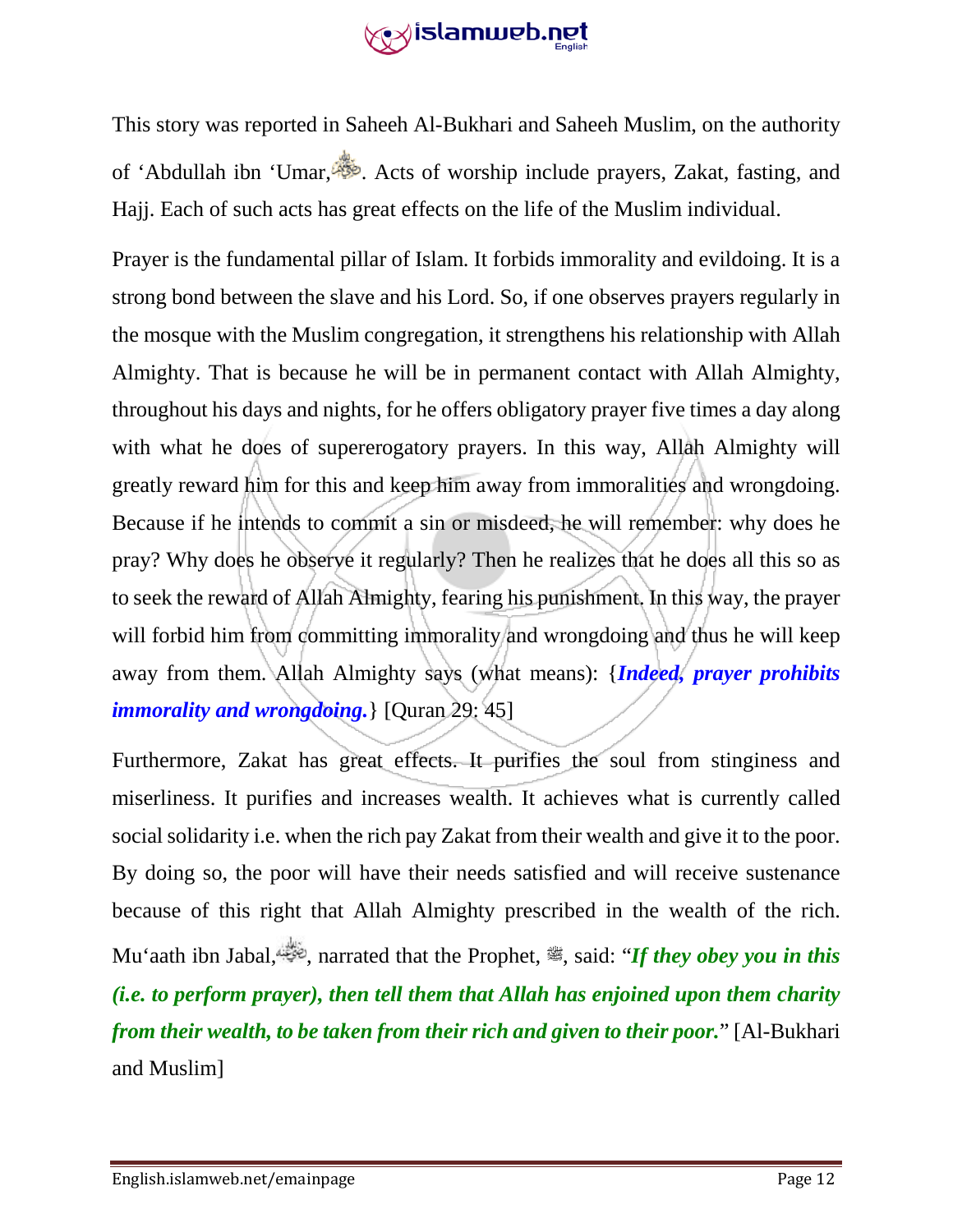This story was reported in Saheeh Al-Bukhari and Saheeh Muslim, on the authority of ‘Abdullah ibn ‘Umar, . Acts of worship include prayers, Zakat, fasting, and Hajj. Each of such acts has great effects on the life of the Muslim individual.

Prayer is the fundamental pillar of Islam. It forbids immorality and evildoing. It is a strong bond between the slave and his Lord. So, if one observes prayers regularly in the mosque with the Muslim congregation, it strengthens his relationship with Allah Almighty. That is because he will be in permanent contact with Allah Almighty, throughout his days and nights, for he offers obligatory prayer five times a day along with what he does of supererogatory prayers. In this way, Allah Almighty will greatly reward him for this and keep him away from immoralities and wrongdoing. Because if he intends to commit a sin or misdeed, he will remember: why does he pray? Why does he observe it regularly? Then he realizes that he does all this so as to seek the reward of Allah Almighty, fearing his punishment. In this way, the prayer will forbid him from committing immorality and wrongdoing and thus he will keep away from them. Allah Almighty says (what means): {***Indeed, prayer prohibits immorality and wrongdoing.***} [Quran 29: 45]

Furthermore, Zakat has great effects. It purifies the soul from stinginess and miserliness. It purifies and increases wealth. It achieves what is currently called social solidarity i.e. when the rich pay Zakat from their wealth and give it to the poor. By doing so, the poor will have their needs satisfied and will receive sustenance because of this right that Allah Almighty prescribed in the wealth of the rich. Mu‘aath ibn Jabal, , narrated that the Prophet, ﷺ, said: “***If they obey you in this (i.e. to perform prayer), then tell them that Allah has enjoined upon them charity from their wealth, to be taken from their rich and given to their poor.***” [Al-Bukhari and Muslim]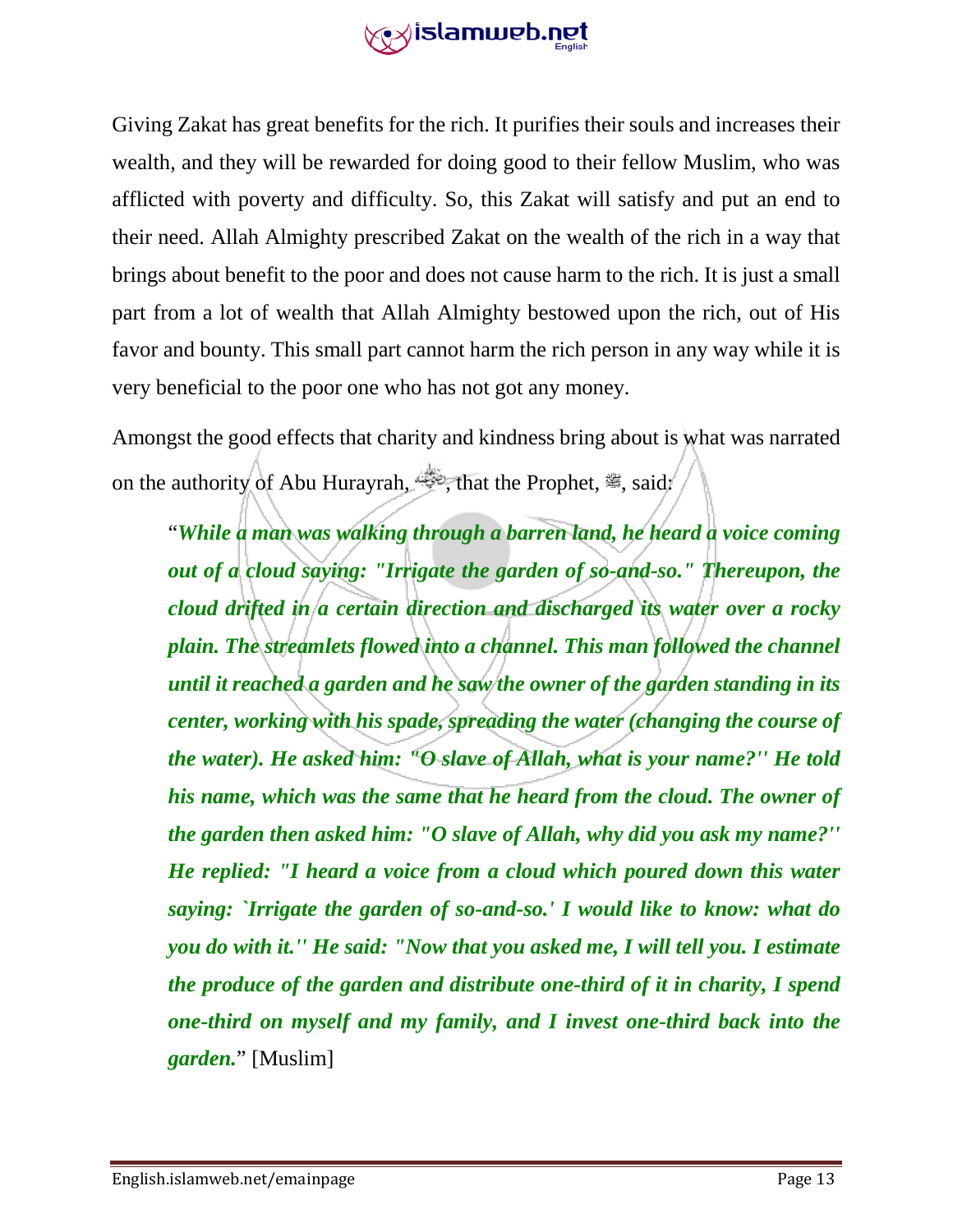Giving Zakat has great benefits for the rich. It purifies their souls and increases their wealth, and they will be rewarded for doing good to their fellow Muslim, who was afflicted with poverty and difficulty. So, this Zakat will satisfy and put an end to their need. Allah Almighty prescribed Zakat on the wealth of the rich in a way that brings about benefit to the poor and does not cause harm to the rich. It is just a small part from a lot of wealth that Allah Almighty bestowed upon the rich, out of His favor and bounty. This small part cannot harm the rich person in any way while it is very beneficial to the poor one who has not got any money.

Amongst the good effects that charity and kindness bring about is what was narrated on the authority of Abu Hurayrah, ﵁, that the Prophet, ﷺ, said:

> "***While a man was walking through a barren land, he heard a voice coming out of a cloud saying: "Irrigate the garden of so-and-so." Thereupon, the cloud drifted in a certain direction and discharged its water over a rocky plain. The streamlets flowed into a channel. This man followed the channel until it reached a garden and he saw the owner of the garden standing in its center, working with his spade, spreading the water (changing the course of the water). He asked him: "O slave of Allah, what is your name?'' He told his name, which was the same that he heard from the cloud. The owner of the garden then asked him: "O slave of Allah, why did you ask my name?'' He replied: "I heard a voice from a cloud which poured down this water saying: `Irrigate the garden of so-and-so.' I would like to know: what do you do with it.'' He said: "Now that you asked me, I will tell you. I estimate the produce of the garden and distribute one-third of it in charity, I spend one-third on myself and my family, and I invest one-third back into the garden.***" [Muslim]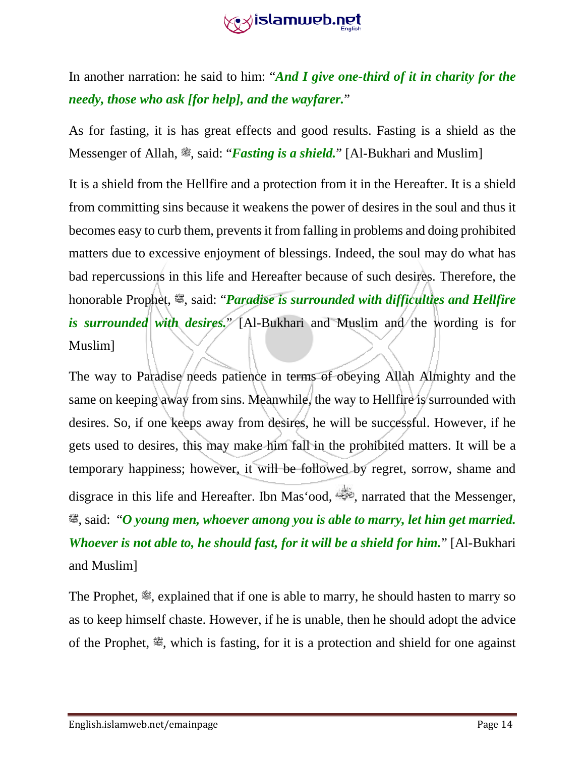In another narration: he said to him: "***And I give one-third of it in charity for the needy, those who ask [for help], and the wayfarer.***"

As for fasting, it is has great effects and good results. Fasting is a shield as the Messenger of Allah, ﷺ, said: "***Fasting is a shield.***" [Al-Bukhari and Muslim]

It is a shield from the Hellfire and a protection from it in the Hereafter. It is a shield from committing sins because it weakens the power of desires in the soul and thus it becomes easy to curb them, prevents it from falling in problems and doing prohibited matters due to excessive enjoyment of blessings. Indeed, the soul may do what has bad repercussions in this life and Hereafter because of such desires. Therefore, the honorable Prophet, ﷺ, said: "***Paradise is surrounded with difficulties and Hellfire is surrounded with desires.***" [Al-Bukhari and Muslim and the wording is for Muslim]

The way to Paradise needs patience in terms of obeying Allah Almighty and the same on keeping away from sins. Meanwhile, the way to Hellfire is surrounded with desires. So, if one keeps away from desires, he will be successful. However, if he gets used to desires, this may make him fall in the prohibited matters. It will be a temporary happiness; however, it will be followed by regret, sorrow, shame and disgrace in this life and Hereafter. Ibn Mas'ood, رضي الله عنه, narrated that the Messenger, ﷺ, said: "***O young men, whoever among you is able to marry, let him get married. Whoever is not able to, he should fast, for it will be a shield for him.***" [Al-Bukhari and Muslim]

The Prophet, ﷺ, explained that if one is able to marry, he should hasten to marry so as to keep himself chaste. However, if he is unable, then he should adopt the advice of the Prophet, ﷺ, which is fasting, for it is a protection and shield for one against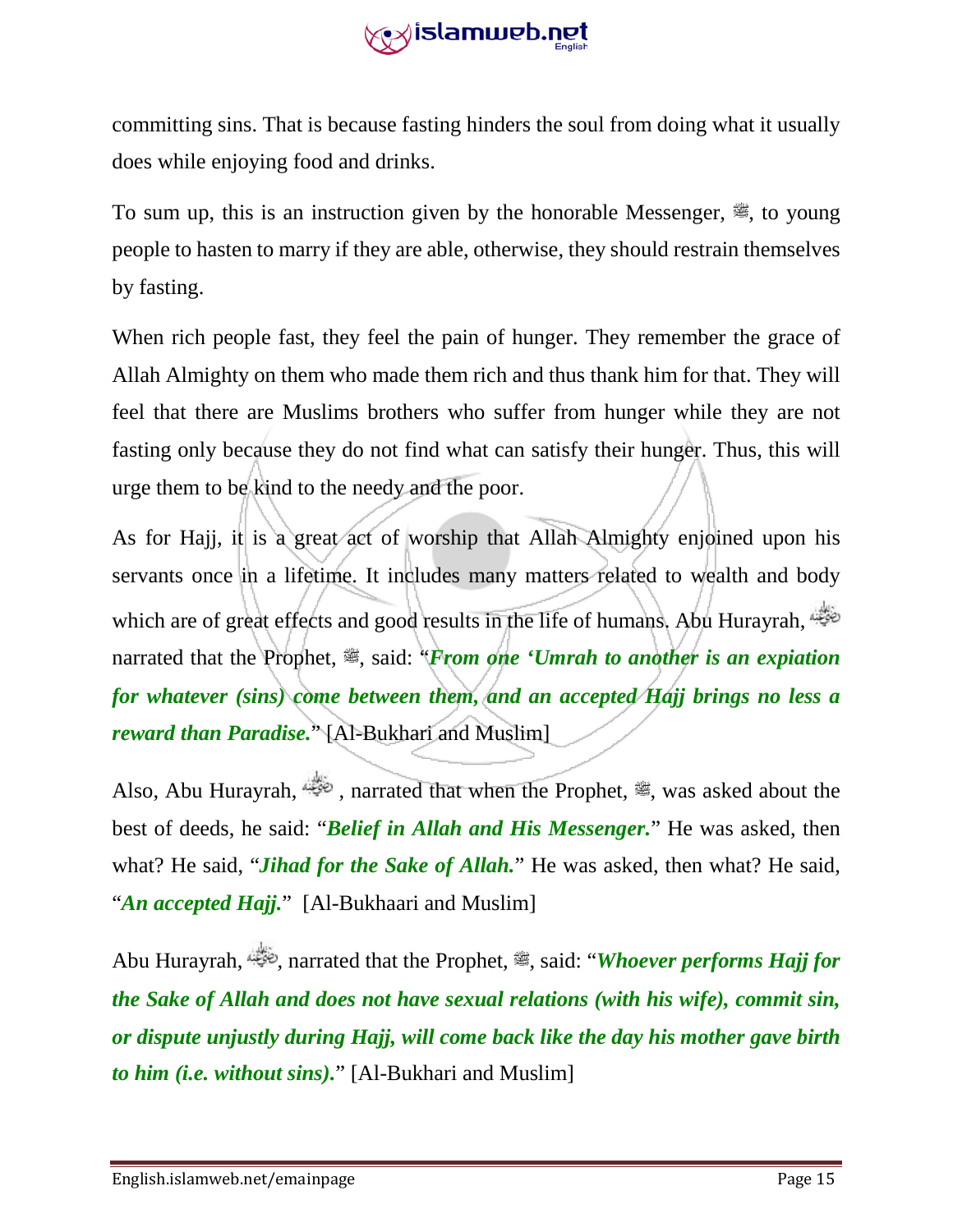committing sins. That is because fasting hinders the soul from doing what it usually does while enjoying food and drinks.

To sum up, this is an instruction given by the honorable Messenger, ﷺ, to young people to hasten to marry if they are able, otherwise, they should restrain themselves by fasting.

When rich people fast, they feel the pain of hunger. They remember the grace of Allah Almighty on them who made them rich and thus thank him for that. They will feel that there are Muslims brothers who suffer from hunger while they are not fasting only because they do not find what can satisfy their hunger. Thus, this will urge them to be kind to the needy and the poor.

As for Hajj, it is a great act of worship that Allah Almighty enjoined upon his servants once in a lifetime. It includes many matters related to wealth and body which are of great effects and good results in the life of humans. Abu Hurayrah, رضي الله عنه narrated that the Prophet, ﷺ, said: "***From one 'Umrah to another is an expiation for whatever (sins) come between them, and an accepted Hajj brings no less a reward than Paradise.***" [Al-Bukhari and Muslim]

Also, Abu Hurayrah, رضي الله عنه , narrated that when the Prophet, ﷺ, was asked about the best of deeds, he said: "***Belief in Allah and His Messenger.***" He was asked, then what? He said, "***Jihad for the Sake of Allah.***" He was asked, then what? He said, "***An accepted Hajj.***" [Al-Bukhaari and Muslim]

Abu Hurayrah, رضي الله عنه, narrated that the Prophet, ﷺ, said: "***Whoever performs Hajj for the Sake of Allah and does not have sexual relations (with his wife), commit sin, or dispute unjustly during Hajj, will come back like the day his mother gave birth to him (i.e. without sins).***" [Al-Bukhari and Muslim]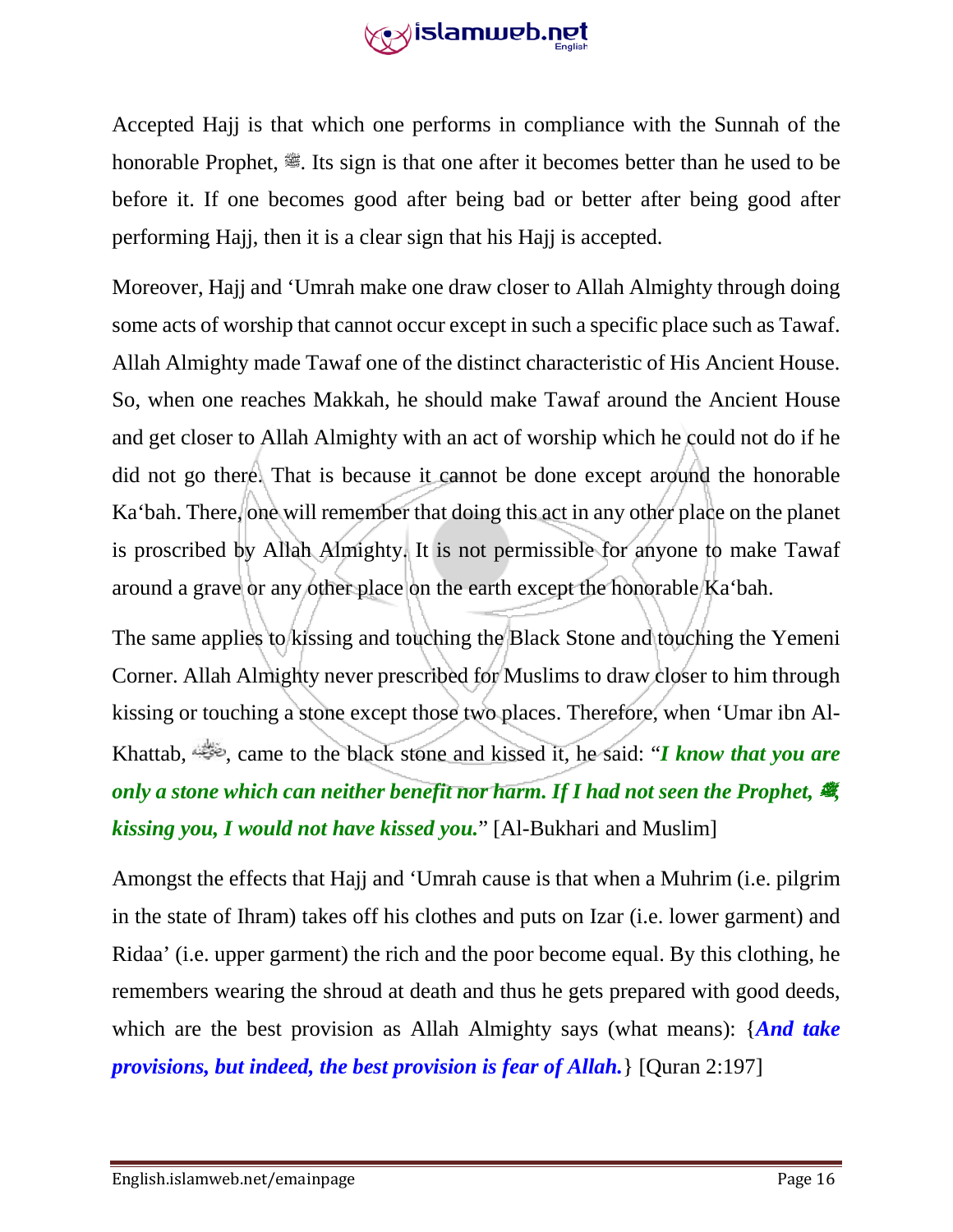Accepted Hajj is that which one performs in compliance with the Sunnah of the honorable Prophet, ﷺ. Its sign is that one after it becomes better than he used to be before it. If one becomes good after being bad or better after being good after performing Hajj, then it is a clear sign that his Hajj is accepted.

Moreover, Hajj and ‘Umrah make one draw closer to Allah Almighty through doing some acts of worship that cannot occur except in such a specific place such as Tawaf. Allah Almighty made Tawaf one of the distinct characteristic of His Ancient House. So, when one reaches Makkah, he should make Tawaf around the Ancient House and get closer to Allah Almighty with an act of worship which he could not do if he did not go there. That is because it cannot be done except around the honorable Ka‘bah. There, one will remember that doing this act in any other place on the planet is proscribed by Allah Almighty. It is not permissible for anyone to make Tawaf around a grave or any other place on the earth except the honorable Ka‘bah.

The same applies to kissing and touching the Black Stone and touching the Yemeni Corner. Allah Almighty never prescribed for Muslims to draw closer to him through kissing or touching a stone except those two places. Therefore, when ‘Umar ibn Al-Khattab, رضي الله عنه, came to the black stone and kissed it, he said: “***I know that you are only a stone which can neither benefit nor harm. If I had not seen the Prophet, ﷺ, kissing you, I would not have kissed you.***” [Al-Bukhari and Muslim]

Amongst the effects that Hajj and ‘Umrah cause is that when a Muhrim (i.e. pilgrim in the state of Ihram) takes off his clothes and puts on Izar (i.e. lower garment) and Ridaa’ (i.e. upper garment) the rich and the poor become equal. By this clothing, he remembers wearing the shroud at death and thus he gets prepared with good deeds, which are the best provision as Allah Almighty says (what means): {***And take provisions, but indeed, the best provision is fear of Allah.***} [Quran 2:197]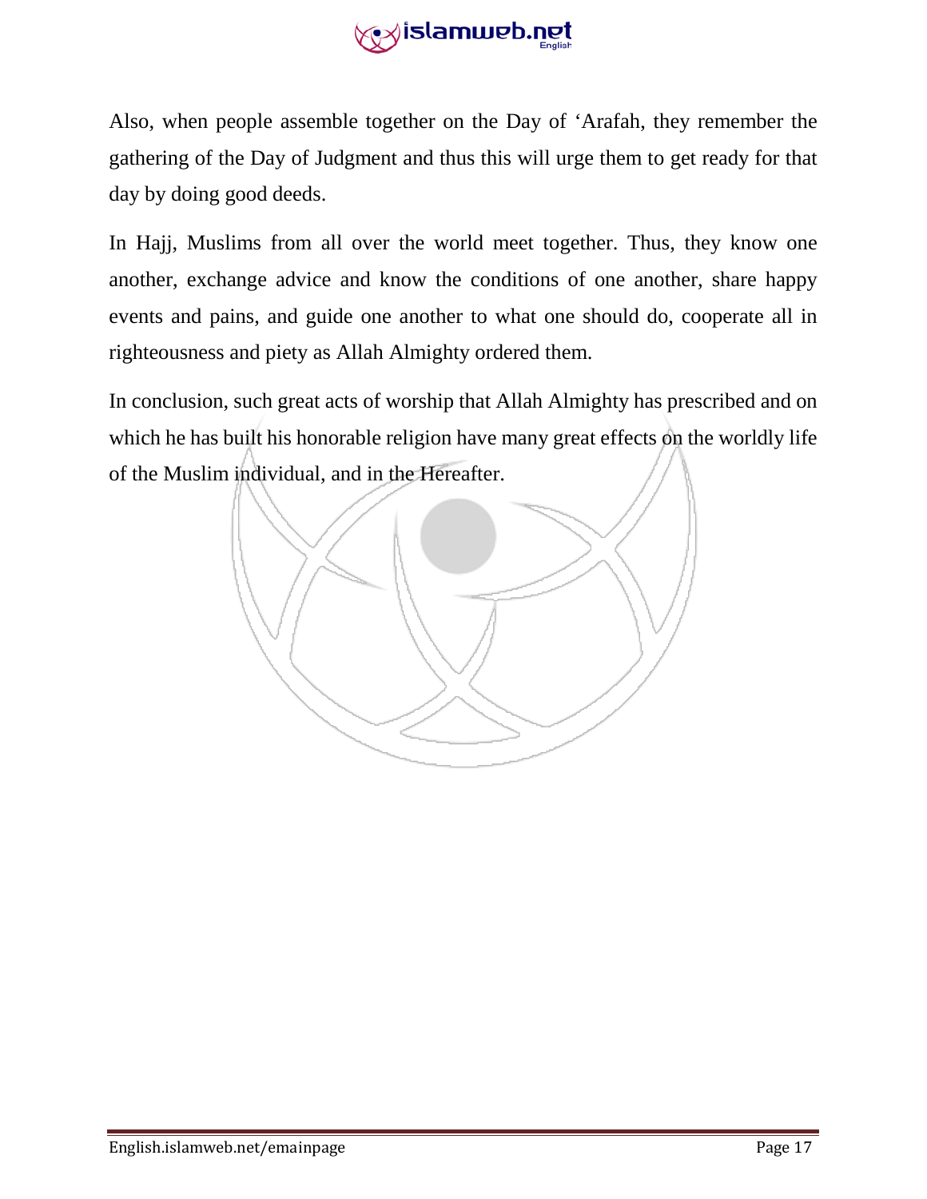Also, when people assemble together on the Day of ‘Arafah, they remember the gathering of the Day of Judgment and thus this will urge them to get ready for that day by doing good deeds.

In Hajj, Muslims from all over the world meet together. Thus, they know one another, exchange advice and know the conditions of one another, share happy events and pains, and guide one another to what one should do, cooperate all in righteousness and piety as Allah Almighty ordered them.

In conclusion, such great acts of worship that Allah Almighty has prescribed and on which he has built his honorable religion have many great effects on the worldly life of the Muslim individual, and in the Hereafter.